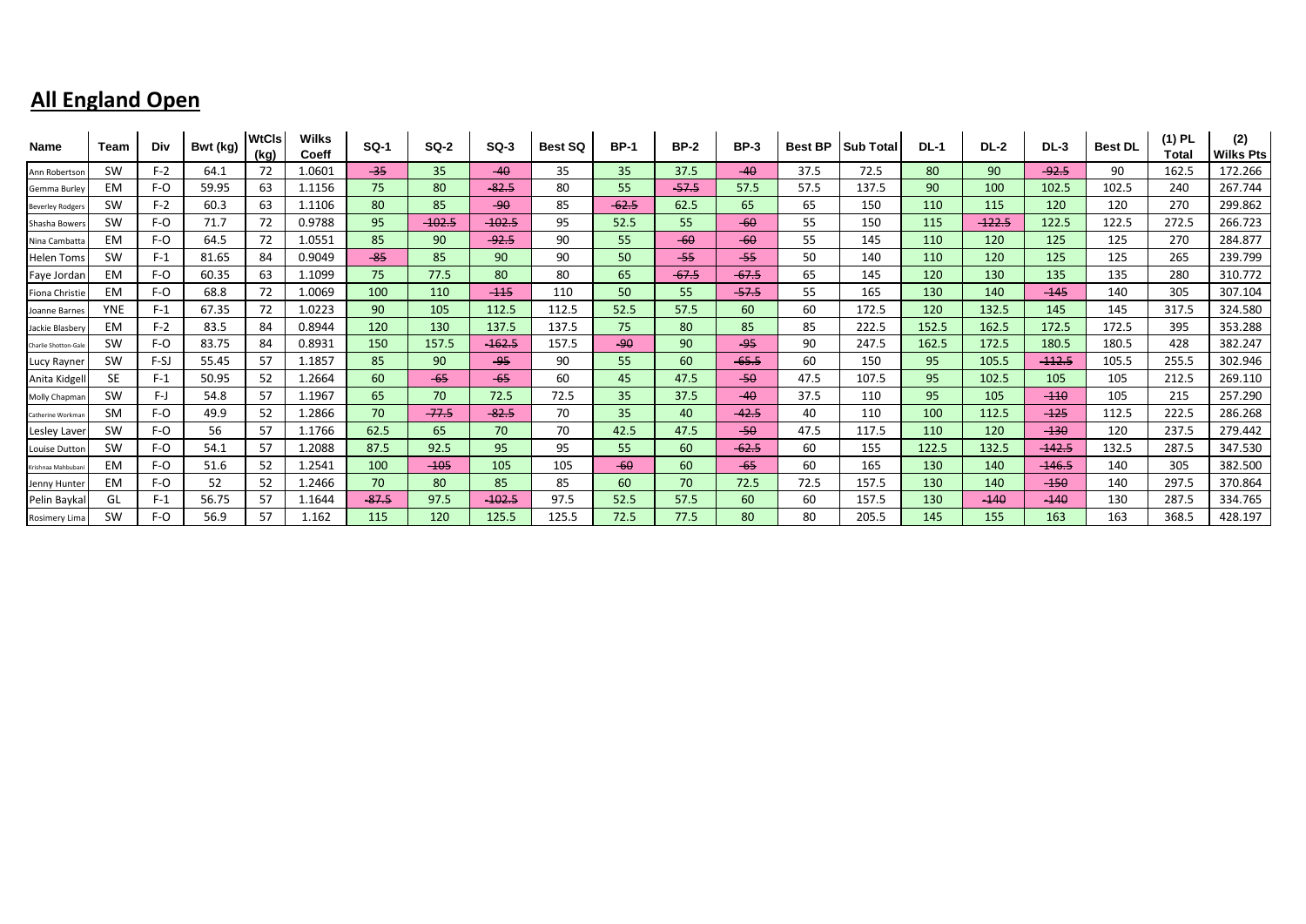## All England Open

| Name | Team | Div | Bwt (kg) | WtCls (kg) | Wilks Coeff | SQ-1 | SQ-2 | SQ-3 | Best SQ | BP-1 | BP-2 | BP-3 | Best BP | Sub Total | DL-1 | DL-2 | DL-3 | Best DL | (1) PL Total | (2) Wilks Pts |
|---|---|---|---|---|---|---|---|---|---|---|---|---|---|---|---|---|---|---|---|---|
| Ann Robertson | SW | F-2 | 64.1 | 72 | 1.0601 | -35 | 35 | -40 | 35 | 35 | 37.5 | -40 | 37.5 | 72.5 | 80 | 90 | -92.5 | 90 | 162.5 | 172.266 |
| Gemma Burley | EM | F-O | 59.95 | 63 | 1.1156 | 75 | 80 | -82.5 | 80 | 55 | -57.5 | 57.5 | 57.5 | 137.5 | 90 | 100 | 102.5 | 102.5 | 240 | 267.744 |
| Beverley Rodgers | SW | F-2 | 60.3 | 63 | 1.1106 | 80 | 85 | -90 | 85 | -62.5 | 62.5 | 65 | 65 | 150 | 110 | 115 | 120 | 120 | 270 | 299.862 |
| Shasha Bowers | SW | F-O | 71.7 | 72 | 0.9788 | 95 | -102.5 | -102.5 | 95 | 52.5 | 55 | -60 | 55 | 150 | 115 | -122.5 | 122.5 | 122.5 | 272.5 | 266.723 |
| Nina Cambatta | EM | F-O | 64.5 | 72 | 1.0551 | 85 | 90 | -92.5 | 90 | 55 | -60 | -60 | 55 | 145 | 110 | 120 | 125 | 125 | 270 | 284.877 |
| Helen Toms | SW | F-1 | 81.65 | 84 | 0.9049 | -85 | 85 | 90 | 90 | 50 | -55 | -55 | 50 | 140 | 110 | 120 | 125 | 125 | 265 | 239.799 |
| Faye Jordan | EM | F-O | 60.35 | 63 | 1.1099 | 75 | 77.5 | 80 | 80 | 65 | -67.5 | -67.5 | 65 | 145 | 120 | 130 | 135 | 135 | 280 | 310.772 |
| Fiona Christie | EM | F-O | 68.8 | 72 | 1.0069 | 100 | 110 | -115 | 110 | 50 | 55 | -57.5 | 55 | 165 | 130 | 140 | -145 | 140 | 305 | 307.104 |
| Joanne Barnes | YNE | F-1 | 67.35 | 72 | 1.0223 | 90 | 105 | 112.5 | 112.5 | 52.5 | 57.5 | 60 | 60 | 172.5 | 120 | 132.5 | 145 | 145 | 317.5 | 324.580 |
| Jackie Blasbery | EM | F-2 | 83.5 | 84 | 0.8944 | 120 | 130 | 137.5 | 137.5 | 75 | 80 | 85 | 85 | 222.5 | 152.5 | 162.5 | 172.5 | 172.5 | 395 | 353.288 |
| Charlie Shotton-Gale | SW | F-O | 83.75 | 84 | 0.8931 | 150 | 157.5 | -162.5 | 157.5 | -90 | 90 | -95 | 90 | 247.5 | 162.5 | 172.5 | 180.5 | 180.5 | 428 | 382.247 |
| Lucy Rayner | SW | F-SJ | 55.45 | 57 | 1.1857 | 85 | 90 | -95 | 90 | 55 | 60 | -65.5 | 60 | 150 | 95 | 105.5 | -112.5 | 105.5 | 255.5 | 302.946 |
| Anita Kidgell | SE | F-1 | 50.95 | 52 | 1.2664 | 60 | -65 | -65 | 60 | 45 | 47.5 | -50 | 47.5 | 107.5 | 95 | 102.5 | 105 | 105 | 212.5 | 269.110 |
| Molly Chapman | SW | F-J | 54.8 | 57 | 1.1967 | 65 | 70 | 72.5 | 72.5 | 35 | 37.5 | -40 | 37.5 | 110 | 95 | 105 | -110 | 105 | 215 | 257.290 |
| Catherine Workman | SM | F-O | 49.9 | 52 | 1.2866 | 70 | -77.5 | -82.5 | 70 | 35 | 40 | -42.5 | 40 | 110 | 100 | 112.5 | -125 | 112.5 | 222.5 | 286.268 |
| Lesley Laver | SW | F-O | 56 | 57 | 1.1766 | 62.5 | 65 | 70 | 70 | 42.5 | 47.5 | -50 | 47.5 | 117.5 | 110 | 120 | -130 | 120 | 237.5 | 279.442 |
| Louise Dutton | SW | F-O | 54.1 | 57 | 1.2088 | 87.5 | 92.5 | 95 | 95 | 55 | 60 | -62.5 | 60 | 155 | 122.5 | 132.5 | -142.5 | 132.5 | 287.5 | 347.530 |
| Krishnaa Mahbubani | EM | F-O | 51.6 | 52 | 1.2541 | 100 | -105 | 105 | 105 | -60 | 60 | -65 | 60 | 165 | 130 | 140 | -146.5 | 140 | 305 | 382.500 |
| Jenny Hunter | EM | F-O | 52 | 52 | 1.2466 | 70 | 80 | 85 | 85 | 60 | 70 | 72.5 | 72.5 | 157.5 | 130 | 140 | -150 | 140 | 297.5 | 370.864 |
| Pelin Baykal | GL | F-1 | 56.75 | 57 | 1.1644 | -87.5 | 97.5 | -102.5 | 97.5 | 52.5 | 57.5 | 60 | 60 | 157.5 | 130 | -140 | -140 | 130 | 287.5 | 334.765 |
| Rosimery Lima | SW | F-O | 56.9 | 57 | 1.162 | 115 | 120 | 125.5 | 125.5 | 72.5 | 77.5 | 80 | 80 | 205.5 | 145 | 155 | 163 | 163 | 368.5 | 428.197 |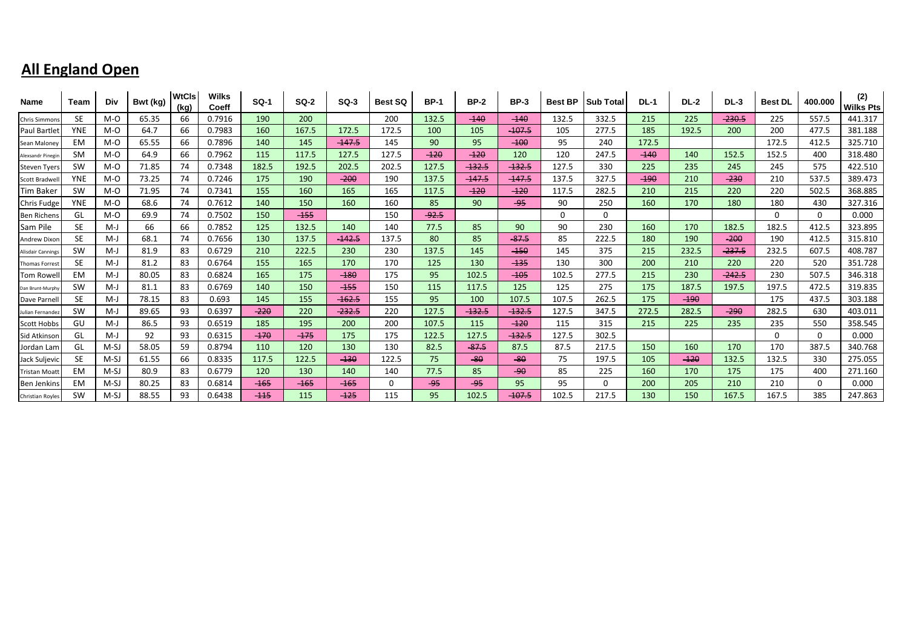## **All England Open**

| Name | Team | Div | Bwt (kg) | WtCls (kg) | Wilks Coeff | SQ-1 | SQ-2 | SQ-3 | Best SQ | BP-1 | BP-2 | BP-3 | Best BP | Sub Total | DL-1 | DL-2 | DL-3 | Best DL | 400.000 | (2) Wilks Pts |
|---|---|---|---|---|---|---|---|---|---|---|---|---|---|---|---|---|---|---|---|---|
| Chris Simmons | SE | M-O | 65.35 | 66 | 0.7916 | 190 | 200 | | 200 | 132.5 | ~~140~~ | ~~140~~ | 132.5 | 332.5 | 215 | 225 | ~~230.5~~ | 225 | 557.5 | 441.317 |
| Paul Bartlet | YNE | M-O | 64.7 | 66 | 0.7983 | 160 | 167.5 | 172.5 | 172.5 | 100 | 105 | ~~107.5~~ | 105 | 277.5 | 185 | 192.5 | 200 | 200 | 477.5 | 381.188 |
| Sean Maloney | EM | M-O | 65.55 | 66 | 0.7896 | 140 | 145 | ~~147.5~~ | 145 | 90 | 95 | ~~100~~ | 95 | 240 | 172.5 | | | 172.5 | 412.5 | 325.710 |
| Alexsandr Pinegin | SM | M-O | 64.9 | 66 | 0.7962 | 115 | 117.5 | 127.5 | 127.5 | ~~120~~ | ~~120~~ | 120 | 120 | 247.5 | ~~140~~ | 140 | 152.5 | 152.5 | 400 | 318.480 |
| Steven Tyers | SW | M-O | 71.85 | 74 | 0.7348 | 182.5 | 192.5 | 202.5 | 202.5 | 127.5 | ~~132.5~~ | ~~132.5~~ | 127.5 | 330 | 225 | 235 | 245 | 245 | 575 | 422.510 |
| Scott Bradwell | YNE | M-O | 73.25 | 74 | 0.7246 | 175 | 190 | ~~200~~ | 190 | 137.5 | ~~147.5~~ | ~~147.5~~ | 137.5 | 327.5 | ~~190~~ | 210 | ~~230~~ | 210 | 537.5 | 389.473 |
| Tim Baker | SW | M-O | 71.95 | 74 | 0.7341 | 155 | 160 | 165 | 165 | 117.5 | ~~120~~ | ~~120~~ | 117.5 | 282.5 | 210 | 215 | 220 | 220 | 502.5 | 368.885 |
| Chris Fudge | YNE | M-O | 68.6 | 74 | 0.7612 | 140 | 150 | 160 | 160 | 85 | 90 | ~~95~~ | 90 | 250 | 160 | 170 | 180 | 180 | 430 | 327.316 |
| Ben Richens | GL | M-O | 69.9 | 74 | 0.7502 | 150 | ~~155~~ | | 150 | ~~92.5~~ | | | 0 | 0 | | | | 0 | 0 | 0.000 |
| Sam Pile | SE | M-J | 66 | 66 | 0.7852 | 125 | 132.5 | 140 | 140 | 77.5 | 85 | 90 | 90 | 230 | 160 | 170 | 182.5 | 182.5 | 412.5 | 323.895 |
| Andrew Dixon | SE | M-J | 68.1 | 74 | 0.7656 | 130 | 137.5 | ~~142.5~~ | 137.5 | 80 | 85 | ~~87.5~~ | 85 | 222.5 | 180 | 190 | ~~200~~ | 190 | 412.5 | 315.810 |
| Alisdair Cannings | SW | M-J | 81.9 | 83 | 0.6729 | 210 | 222.5 | 230 | 230 | 137.5 | 145 | ~~150~~ | 145 | 375 | 215 | 232.5 | ~~237.5~~ | 232.5 | 607.5 | 408.787 |
| Thomas Forrest | SE | M-J | 81.2 | 83 | 0.6764 | 155 | 165 | 170 | 170 | 125 | 130 | ~~135~~ | 130 | 300 | 200 | 210 | 220 | 220 | 520 | 351.728 |
| Tom Rowell | EM | M-J | 80.05 | 83 | 0.6824 | 165 | 175 | ~~180~~ | 175 | 95 | 102.5 | ~~105~~ | 102.5 | 277.5 | 215 | 230 | ~~242.5~~ | 230 | 507.5 | 346.318 |
| Dan Brunt-Murphy | SW | M-J | 81.1 | 83 | 0.6769 | 140 | 150 | ~~155~~ | 150 | 115 | 117.5 | 125 | 125 | 275 | 175 | 187.5 | 197.5 | 197.5 | 472.5 | 319.835 |
| Dave Parnell | SE | M-J | 78.15 | 83 | 0.693 | 145 | 155 | ~~162.5~~ | 155 | 95 | 100 | 107.5 | 107.5 | 262.5 | 175 | ~~190~~ | | 175 | 437.5 | 303.188 |
| Julian Fernandez | SW | M-J | 89.65 | 93 | 0.6397 | ~~220~~ | 220 | ~~232.5~~ | 220 | 127.5 | ~~132.5~~ | ~~132.5~~ | 127.5 | 347.5 | 272.5 | 282.5 | ~~290~~ | 282.5 | 630 | 403.011 |
| Scott Hobbs | GU | M-J | 86.5 | 93 | 0.6519 | 185 | 195 | 200 | 200 | 107.5 | 115 | ~~120~~ | 115 | 315 | 215 | 225 | 235 | 235 | 550 | 358.545 |
| Sid Atkinson | GL | M-J | 92 | 93 | 0.6315 | ~~170~~ | ~~175~~ | 175 | 175 | 122.5 | 127.5 | ~~132.5~~ | 127.5 | 302.5 | | | | 0 | 0 | 0.000 |
| Jordan Lam | GL | M-SJ | 58.05 | 59 | 0.8794 | 110 | 120 | 130 | 130 | 82.5 | ~~87.5~~ | 87.5 | 87.5 | 217.5 | 150 | 160 | 170 | 170 | 387.5 | 340.768 |
| Jack Suljevic | SE | M-SJ | 61.55 | 66 | 0.8335 | 117.5 | 122.5 | ~~130~~ | 122.5 | 75 | ~~80~~ | ~~80~~ | 75 | 197.5 | 105 | ~~120~~ | 132.5 | 132.5 | 330 | 275.055 |
| Tristan Moatt | EM | M-SJ | 80.9 | 83 | 0.6779 | 120 | 130 | 140 | 140 | 77.5 | 85 | ~~90~~ | 85 | 225 | 160 | 170 | 175 | 175 | 400 | 271.160 |
| Ben Jenkins | EM | M-SJ | 80.25 | 83 | 0.6814 | ~~165~~ | ~~165~~ | ~~165~~ | 0 | ~~95~~ | ~~95~~ | 95 | 95 | 0 | 200 | 205 | 210 | 210 | 0 | 0.000 |
| Christian Royles | SW | M-SJ | 88.55 | 93 | 0.6438 | ~~115~~ | 115 | ~~125~~ | 115 | 95 | 102.5 | ~~107.5~~ | 102.5 | 217.5 | 130 | 150 | 167.5 | 167.5 | 385 | 247.863 |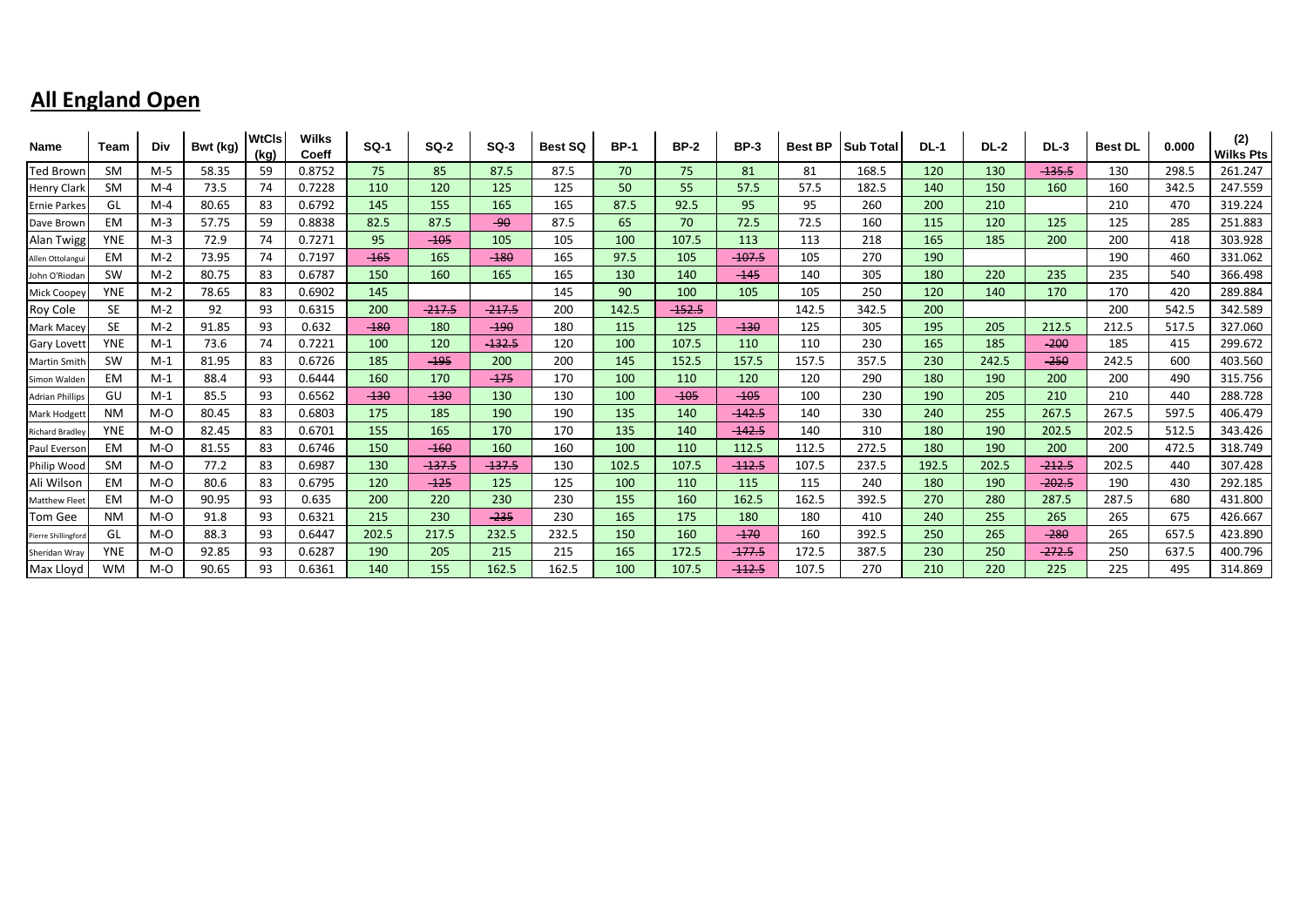## All England Open

| Name | Team | Div | Bwt (kg) | WtCls (kg) | Wilks Coeff | SQ-1 | SQ-2 | SQ-3 | Best SQ | BP-1 | BP-2 | BP-3 | Best BP | Sub Total | DL-1 | DL-2 | DL-3 | Best DL | 0.000 | (2) Wilks Pts |
|---|---|---|---|---|---|---|---|---|---|---|---|---|---|---|---|---|---|---|---|---|
| Ted Brown | SM | M-5 | 58.35 | 59 | 0.8752 | 75 | 85 | 87.5 | 87.5 | 70 | 75 | 81 | 81 | 168.5 | 120 | 130 | ~~-135.5~~ | 130 | 298.5 | 261.247 |
| Henry Clark | SM | M-4 | 73.5 | 74 | 0.7228 | 110 | 120 | 125 | 125 | 50 | 55 | 57.5 | 57.5 | 182.5 | 140 | 150 | 160 | 160 | 342.5 | 247.559 |
| Ernie Parkes | GL | M-4 | 80.65 | 83 | 0.6792 | 145 | 155 | 165 | 165 | 87.5 | 92.5 | 95 | 95 | 260 | 200 | 210 | | 210 | 470 | 319.224 |
| Dave Brown | EM | M-3 | 57.75 | 59 | 0.8838 | 82.5 | 87.5 | ~~-90~~ | 87.5 | 65 | 70 | 72.5 | 72.5 | 160 | 115 | 120 | 125 | 125 | 285 | 251.883 |
| Alan Twigg | YNE | M-3 | 72.9 | 74 | 0.7271 | 95 | ~~-105~~ | 105 | 105 | 100 | 107.5 | 113 | 113 | 218 | 165 | 185 | 200 | 200 | 418 | 303.928 |
| Allen Ottolangui | EM | M-2 | 73.95 | 74 | 0.7197 | ~~-165~~ | 165 | ~~-180~~ | 165 | 97.5 | 105 | ~~-107.5~~ | 105 | 270 | 190 | | | 190 | 460 | 331.062 |
| John O'Riodan | SW | M-2 | 80.75 | 83 | 0.6787 | 150 | 160 | 165 | 165 | 130 | 140 | ~~-145~~ | 140 | 305 | 180 | 220 | 235 | 235 | 540 | 366.498 |
| Mick Coopey | YNE | M-2 | 78.65 | 83 | 0.6902 | 145 | | | 145 | 90 | 100 | 105 | 105 | 250 | 120 | 140 | 170 | 170 | 420 | 289.884 |
| Roy Cole | SE | M-2 | 92 | 93 | 0.6315 | 200 | ~~-217.5~~ | ~~-217.5~~ | 200 | 142.5 | ~~-152.5~~ | | 142.5 | 342.5 | 200 | | | 200 | 542.5 | 342.589 |
| Mark Macey | SE | M-2 | 91.85 | 93 | 0.632 | ~~-180~~ | 180 | ~~-190~~ | 180 | 115 | 125 | ~~-130~~ | 125 | 305 | 195 | 205 | 212.5 | 212.5 | 517.5 | 327.060 |
| Gary Lovett | YNE | M-1 | 73.6 | 74 | 0.7221 | 100 | 120 | ~~-132.5~~ | 120 | 100 | 107.5 | 110 | 110 | 230 | 165 | 185 | ~~-200~~ | 185 | 415 | 299.672 |
| Martin Smith | SW | M-1 | 81.95 | 83 | 0.6726 | 185 | ~~-195~~ | 200 | 200 | 145 | 152.5 | 157.5 | 157.5 | 357.5 | 230 | 242.5 | ~~-250~~ | 242.5 | 600 | 403.560 |
| Simon Walden | EM | M-1 | 88.4 | 93 | 0.6444 | 160 | 170 | ~~-175~~ | 170 | 100 | 110 | 120 | 120 | 290 | 180 | 190 | 200 | 200 | 490 | 315.756 |
| Adrian Phillips | GU | M-1 | 85.5 | 93 | 0.6562 | ~~-130~~ | ~~-130~~ | 130 | 130 | 100 | ~~-105~~ | ~~-105~~ | 100 | 230 | 190 | 205 | 210 | 210 | 440 | 288.728 |
| Mark Hodgett | NM | M-O | 80.45 | 83 | 0.6803 | 175 | 185 | 190 | 190 | 135 | 140 | ~~-142.5~~ | 140 | 330 | 240 | 255 | 267.5 | 267.5 | 597.5 | 406.479 |
| Richard Bradley | YNE | M-O | 82.45 | 83 | 0.6701 | 155 | 165 | 170 | 170 | 135 | 140 | ~~-142.5~~ | 140 | 310 | 180 | 190 | 202.5 | 202.5 | 512.5 | 343.426 |
| Paul Everson | EM | M-O | 81.55 | 83 | 0.6746 | 150 | ~~-160~~ | 160 | 160 | 100 | 110 | 112.5 | 112.5 | 272.5 | 180 | 190 | 200 | 200 | 472.5 | 318.749 |
| Philip Wood | SM | M-O | 77.2 | 83 | 0.6987 | 130 | ~~-137.5~~ | ~~-137.5~~ | 130 | 102.5 | 107.5 | ~~-112.5~~ | 107.5 | 237.5 | 192.5 | 202.5 | ~~-212.5~~ | 202.5 | 440 | 307.428 |
| Ali Wilson | EM | M-O | 80.6 | 83 | 0.6795 | 120 | ~~-125~~ | 125 | 125 | 100 | 110 | 115 | 115 | 240 | 180 | 190 | ~~-202.5~~ | 190 | 430 | 292.185 |
| Matthew Fleet | EM | M-O | 90.95 | 93 | 0.635 | 200 | 220 | 230 | 230 | 155 | 160 | 162.5 | 162.5 | 392.5 | 270 | 280 | 287.5 | 287.5 | 680 | 431.800 |
| Tom Gee | NM | M-O | 91.8 | 93 | 0.6321 | 215 | 230 | ~~-235~~ | 230 | 165 | 175 | 180 | 180 | 410 | 240 | 255 | 265 | 265 | 675 | 426.667 |
| Pierre Shillingford | GL | M-O | 88.3 | 93 | 0.6447 | 202.5 | 217.5 | 232.5 | 232.5 | 150 | 160 | ~~-170~~ | 160 | 392.5 | 250 | 265 | ~~-280~~ | 265 | 657.5 | 423.890 |
| Sheridan Wray | YNE | M-O | 92.85 | 93 | 0.6287 | 190 | 205 | 215 | 215 | 165 | 172.5 | ~~-177.5~~ | 172.5 | 387.5 | 230 | 250 | ~~-272.5~~ | 250 | 637.5 | 400.796 |
| Max Lloyd | WM | M-O | 90.65 | 93 | 0.6361 | 140 | 155 | 162.5 | 162.5 | 100 | 107.5 | ~~-112.5~~ | 107.5 | 270 | 210 | 220 | 225 | 225 | 495 | 314.869 |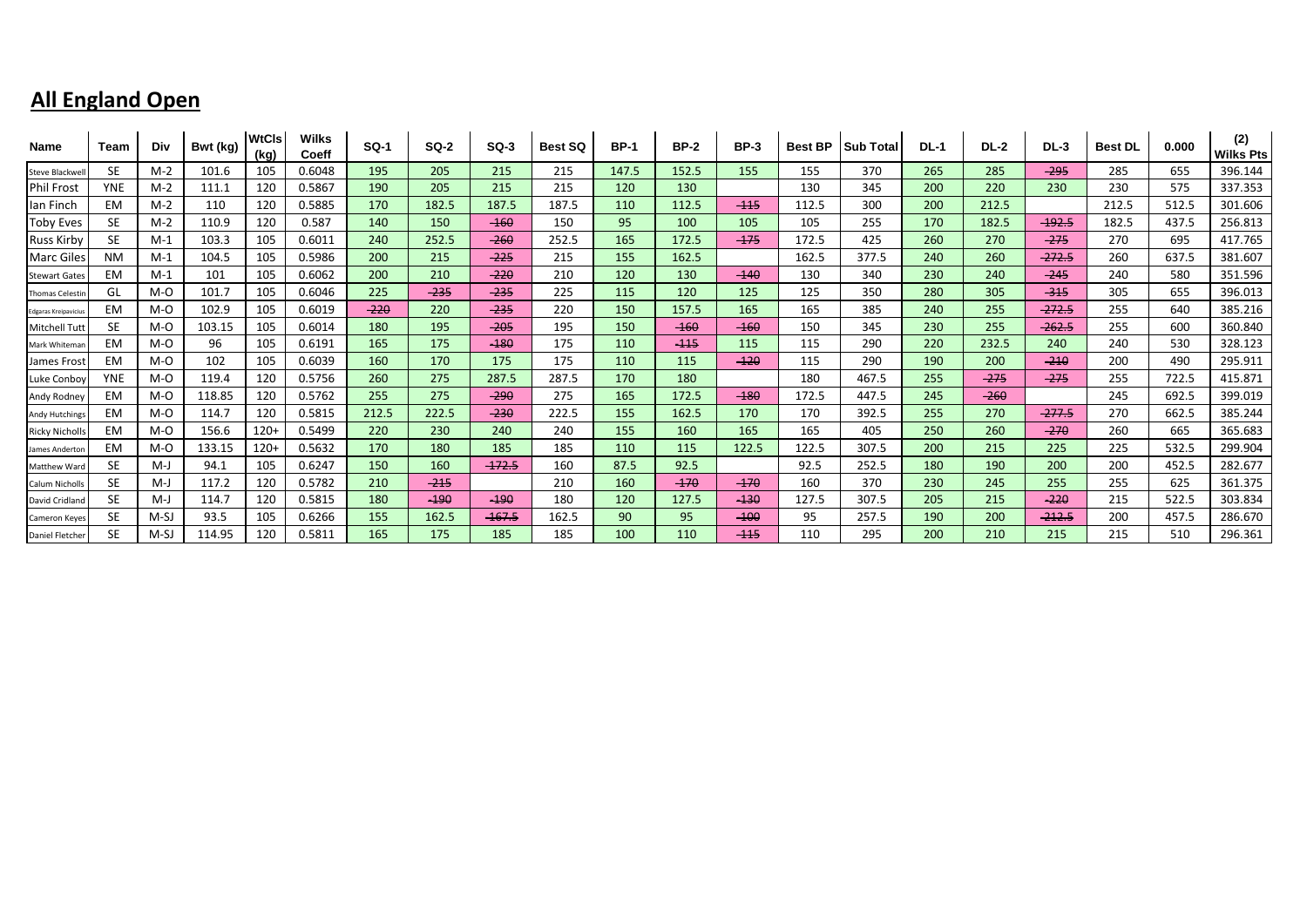# **All England Open**

| Name | Team | Div | Bwt (kg) | WtCls (kg) | Wilks Coeff | SQ-1 | SQ-2 | SQ-3 | Best SQ | BP-1 | BP-2 | BP-3 | Best BP | Sub Total | DL-1 | DL-2 | DL-3 | Best DL | 0.000 | (2) Wilks Pts |
|---|---|---|---|---|---|---|---|---|---|---|---|---|---|---|---|---|---|---|---|---|
| Steve Blackwell | SE | M-2 | 101.6 | 105 | 0.6048 | 195 | 205 | 215 | 215 | 147.5 | 152.5 | 155 | 155 | 370 | 265 | 285 | ~~-295~~ | 285 | 655 | 396.144 |
| Phil Frost | YNE | M-2 | 111.1 | 120 | 0.5867 | 190 | 205 | 215 | 215 | 120 | 130 | | 130 | 345 | 200 | 220 | 230 | 230 | 575 | 337.353 |
| Ian Finch | EM | M-2 | 110 | 120 | 0.5885 | 170 | 182.5 | 187.5 | 187.5 | 110 | 112.5 | ~~-115~~ | 112.5 | 300 | 200 | 212.5 | | 212.5 | 512.5 | 301.606 |
| Toby Eves | SE | M-2 | 110.9 | 120 | 0.587 | 140 | 150 | ~~-160~~ | 150 | 95 | 100 | 105 | 105 | 255 | 170 | 182.5 | ~~-192.5~~ | 182.5 | 437.5 | 256.813 |
| Russ Kirby | SE | M-1 | 103.3 | 105 | 0.6011 | 240 | 252.5 | ~~-260~~ | 252.5 | 165 | 172.5 | ~~-175~~ | 172.5 | 425 | 260 | 270 | ~~-275~~ | 270 | 695 | 417.765 |
| Marc Giles | NM | M-1 | 104.5 | 105 | 0.5986 | 200 | 215 | ~~-225~~ | 215 | 155 | 162.5 | | 162.5 | 377.5 | 240 | 260 | ~~-272.5~~ | 260 | 637.5 | 381.607 |
| Stewart Gates | EM | M-1 | 101 | 105 | 0.6062 | 200 | 210 | ~~-220~~ | 210 | 120 | 130 | ~~-140~~ | 130 | 340 | 230 | 240 | ~~-245~~ | 240 | 580 | 351.596 |
| Thomas Celestin | GL | M-O | 101.7 | 105 | 0.6046 | 225 | ~~-235~~ | ~~-235~~ | 225 | 115 | 120 | 125 | 125 | 350 | 280 | 305 | ~~-315~~ | 305 | 655 | 396.013 |
| Edgaras Kreipavicius | EM | M-O | 102.9 | 105 | 0.6019 | ~~-220~~ | 220 | ~~-235~~ | 220 | 150 | 157.5 | 165 | 165 | 385 | 240 | 255 | ~~-272.5~~ | 255 | 640 | 385.216 |
| Mitchell Tutt | SE | M-O | 103.15 | 105 | 0.6014 | 180 | 195 | ~~-205~~ | 195 | 150 | ~~-160~~ | ~~-160~~ | 150 | 345 | 230 | 255 | ~~-262.5~~ | 255 | 600 | 360.840 |
| Mark Whiteman | EM | M-O | 96 | 105 | 0.6191 | 165 | 175 | ~~-180~~ | 175 | 110 | ~~-115~~ | 115 | 115 | 290 | 220 | 232.5 | 240 | 240 | 530 | 328.123 |
| James Frost | EM | M-O | 102 | 105 | 0.6039 | 160 | 170 | 175 | 175 | 110 | 115 | ~~-120~~ | 115 | 290 | 190 | 200 | ~~-210~~ | 200 | 490 | 295.911 |
| Luke Conboy | YNE | M-O | 119.4 | 120 | 0.5756 | 260 | 275 | 287.5 | 287.5 | 170 | 180 | | 180 | 467.5 | 255 | ~~-275~~ | ~~-275~~ | 255 | 722.5 | 415.871 |
| Andy Rodney | EM | M-O | 118.85 | 120 | 0.5762 | 255 | 275 | ~~-290~~ | 275 | 165 | 172.5 | ~~-180~~ | 172.5 | 447.5 | 245 | ~~-260~~ | | 245 | 692.5 | 399.019 |
| Andy Hutchings | EM | M-O | 114.7 | 120 | 0.5815 | 212.5 | 222.5 | ~~-230~~ | 222.5 | 155 | 162.5 | 170 | 170 | 392.5 | 255 | 270 | ~~-277.5~~ | 270 | 662.5 | 385.244 |
| Ricky Nicholls | EM | M-O | 156.6 | 120+ | 0.5499 | 220 | 230 | 240 | 240 | 155 | 160 | 165 | 165 | 405 | 250 | 260 | ~~-270~~ | 260 | 665 | 365.683 |
| James Anderton | EM | M-O | 133.15 | 120+ | 0.5632 | 170 | 180 | 185 | 185 | 110 | 115 | 122.5 | 122.5 | 307.5 | 200 | 215 | 225 | 225 | 532.5 | 299.904 |
| Matthew Ward | SE | M-J | 94.1 | 105 | 0.6247 | 150 | 160 | ~~-172.5~~ | 160 | 87.5 | 92.5 | | 92.5 | 252.5 | 180 | 190 | 200 | 200 | 452.5 | 282.677 |
| Calum Nicholls | SE | M-J | 117.2 | 120 | 0.5782 | 210 | ~~-215~~ | | 210 | 160 | ~~-170~~ | ~~-170~~ | 160 | 370 | 230 | 245 | 255 | 255 | 625 | 361.375 |
| David Cridland | SE | M-J | 114.7 | 120 | 0.5815 | 180 | ~~-190~~ | ~~-190~~ | 180 | 120 | 127.5 | ~~-130~~ | 127.5 | 307.5 | 205 | 215 | ~~-220~~ | 215 | 522.5 | 303.834 |
| Cameron Keyes | SE | M-SJ | 93.5 | 105 | 0.6266 | 155 | 162.5 | ~~-167.5~~ | 162.5 | 90 | 95 | ~~-100~~ | 95 | 257.5 | 190 | 200 | ~~-212.5~~ | 200 | 457.5 | 286.670 |
| Daniel Fletcher | SE | M-SJ | 114.95 | 120 | 0.5811 | 165 | 175 | 185 | 185 | 100 | 110 | ~~-115~~ | 110 | 295 | 200 | 210 | 215 | 215 | 510 | 296.361 |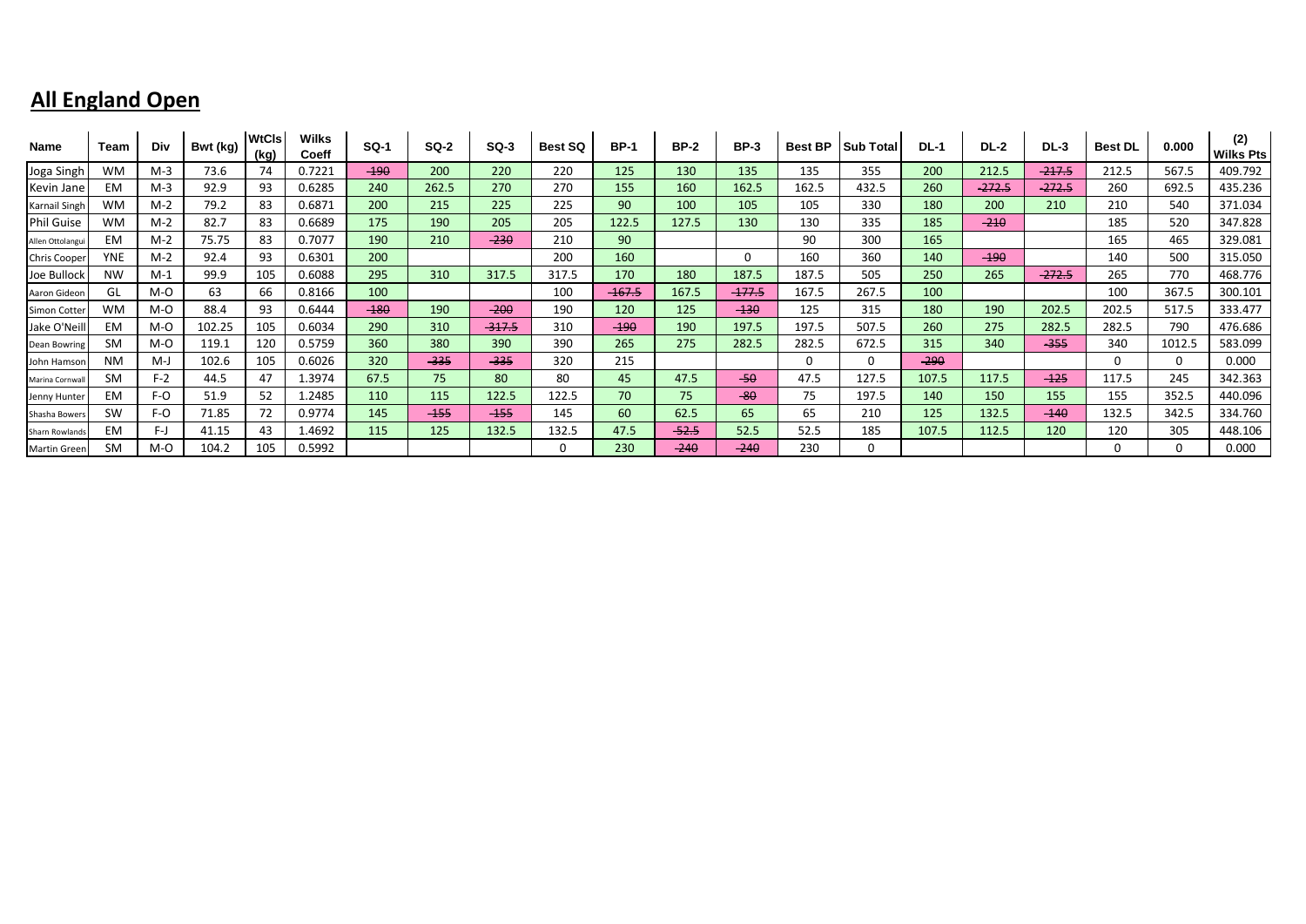## All England Open

| Name | Team | Div | Bwt (kg) | WtCls (kg) | Wilks Coeff | SQ-1 | SQ-2 | SQ-3 | Best SQ | BP-1 | BP-2 | BP-3 | Best BP | Sub Total | DL-1 | DL-2 | DL-3 | Best DL | 0.000 | (2) Wilks Pts |
|---|---|---|---|---|---|---|---|---|---|---|---|---|---|---|---|---|---|---|---|---|
| Joga Singh | WM | M-3 | 73.6 | 74 | 0.7221 | ~~190~~ | 200 | 220 | 220 | 125 | 130 | 135 | 135 | 355 | 200 | 212.5 | ~~217.5~~ | 212.5 | 567.5 | 409.792 |
| Kevin Jane | EM | M-3 | 92.9 | 93 | 0.6285 | 240 | 262.5 | 270 | 270 | 155 | 160 | 162.5 | 162.5 | 432.5 | 260 | ~~272.5~~ | ~~272.5~~ | 260 | 692.5 | 435.236 |
| Karnail Singh | WM | M-2 | 79.2 | 83 | 0.6871 | 200 | 215 | 225 | 225 | 90 | 100 | 105 | 105 | 330 | 180 | 200 | 210 | 210 | 540 | 371.034 |
| Phil Guise | WM | M-2 | 82.7 | 83 | 0.6689 | 175 | 190 | 205 | 205 | 122.5 | 127.5 | 130 | 130 | 335 | 185 | ~~210~~ | | 185 | 520 | 347.828 |
| Allen Ottolangui | EM | M-2 | 75.75 | 83 | 0.7077 | 190 | 210 | ~~230~~ | 210 | 90 | | | 90 | 300 | 165 | | | 165 | 465 | 329.081 |
| Chris Cooper | YNE | M-2 | 92.4 | 93 | 0.6301 | 200 | | | 200 | 160 | | 0 | 160 | 360 | 140 | ~~190~~ | | 140 | 500 | 315.050 |
| Joe Bullock | NW | M-1 | 99.9 | 105 | 0.6088 | 295 | 310 | 317.5 | 317.5 | 170 | 180 | 187.5 | 187.5 | 505 | 250 | 265 | ~~272.5~~ | 265 | 770 | 468.776 |
| Aaron Gideon | GL | M-O | 63 | 66 | 0.8166 | 100 | | | 100 | ~~167.5~~ | 167.5 | ~~177.5~~ | 167.5 | 267.5 | 100 | | | 100 | 367.5 | 300.101 |
| Simon Cotter | WM | M-O | 88.4 | 93 | 0.6444 | ~~180~~ | 190 | ~~200~~ | 190 | 120 | 125 | ~~130~~ | 125 | 315 | 180 | 190 | 202.5 | 202.5 | 517.5 | 333.477 |
| Jake O'Neill | EM | M-O | 102.25 | 105 | 0.6034 | 290 | 310 | ~~317.5~~ | 310 | ~~190~~ | 190 | 197.5 | 197.5 | 507.5 | 260 | 275 | 282.5 | 282.5 | 790 | 476.686 |
| Dean Bowring | SM | M-O | 119.1 | 120 | 0.5759 | 360 | 380 | 390 | 390 | 265 | 275 | 282.5 | 282.5 | 672.5 | 315 | 340 | ~~355~~ | 340 | 1012.5 | 583.099 |
| John Hamson | NM | M-J | 102.6 | 105 | 0.6026 | 320 | ~~335~~ | ~~335~~ | 320 | 215 | | | 0 | 0 | ~~290~~ | | | 0 | 0 | 0.000 |
| Marina Cornwall | SM | F-2 | 44.5 | 47 | 1.3974 | 67.5 | 75 | 80 | 80 | 45 | 47.5 | ~~50~~ | 47.5 | 127.5 | 107.5 | 117.5 | ~~125~~ | 117.5 | 245 | 342.363 |
| Jenny Hunter | EM | F-O | 51.9 | 52 | 1.2485 | 110 | 115 | 122.5 | 122.5 | 70 | 75 | ~~80~~ | 75 | 197.5 | 140 | 150 | 155 | 155 | 352.5 | 440.096 |
| Shasha Bowers | SW | F-O | 71.85 | 72 | 0.9774 | 145 | ~~155~~ | ~~155~~ | 145 | 60 | 62.5 | 65 | 65 | 210 | 125 | 132.5 | ~~140~~ | 132.5 | 342.5 | 334.760 |
| Sharn Rowlands | EM | F-J | 41.15 | 43 | 1.4692 | 115 | 125 | 132.5 | 132.5 | 47.5 | ~~52.5~~ | 52.5 | 52.5 | 185 | 107.5 | 112.5 | 120 | 120 | 305 | 448.106 |
| Martin Green | SM | M-O | 104.2 | 105 | 0.5992 | | | | 0 | 230 | ~~240~~ | ~~240~~ | 230 | 0 | | | | 0 | 0 | 0.000 |